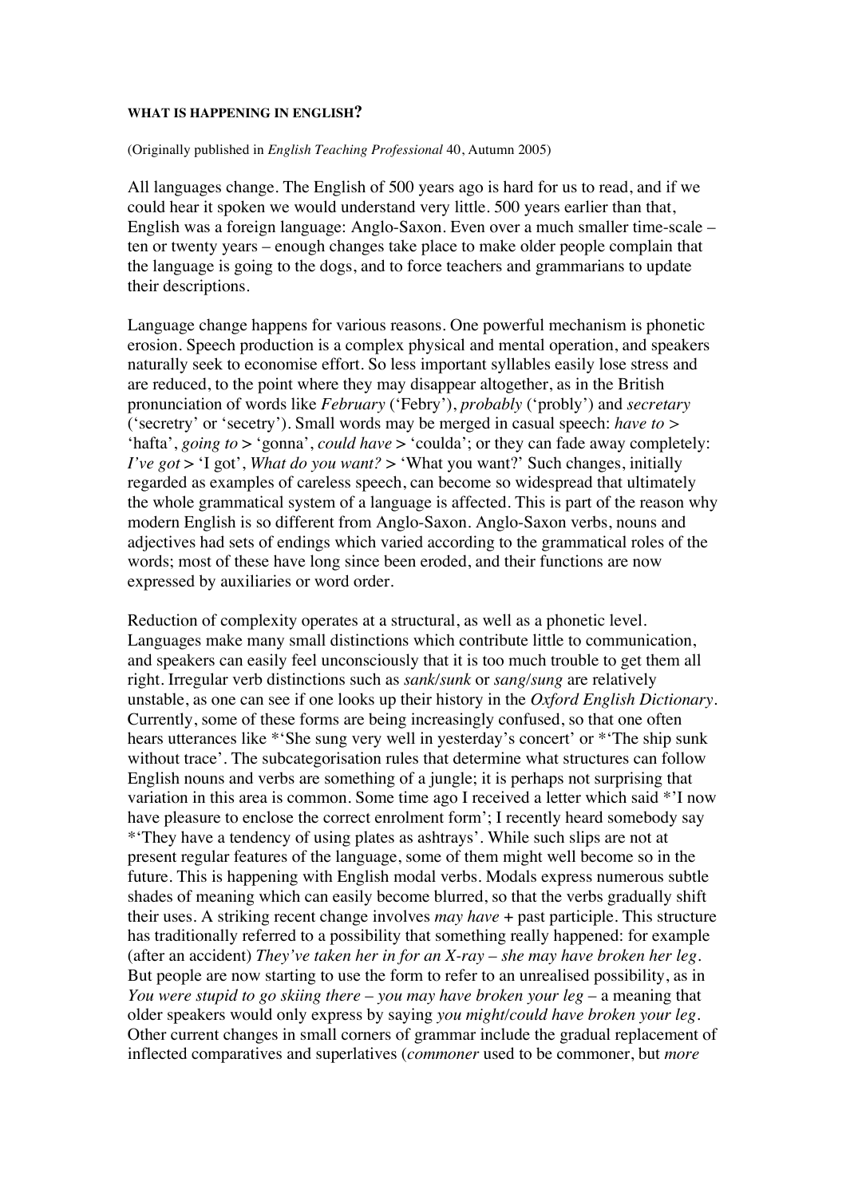# WHAT IS HAPPENING IN ENGLISH?

(Originally published in *English Teaching Professional* 40, Autumn 2005)

All languages change. The English of 500 years ago is hard for us to read, and if we could hear it spoken we would understand very little. 500 years earlier than that, English was a foreign language: Anglo-Saxon. Even over a much smaller time-scale – ten or twenty years – enough changes take place to make older people complain that the language is going to the dogs, and to force teachers and grammarians to update their descriptions.

Language change happens for various reasons. One powerful mechanism is phonetic erosion. Speech production is a complex physical and mental operation, and speakers naturally seek to economise effort. So less important syllables easily lose stress and are reduced, to the point where they may disappear altogether, as in the British pronunciation of words like *February* ('Febry'), *probably* ('probly') and *secretary* ('secretry' or 'secetry'). Small words may be merged in casual speech: *have to* > 'hafta', *going to* > 'gonna', *could have* > 'coulda'; or they can fade away completely: *I've got* > 'I got', *What do you want?* > 'What you want?' Such changes, initially regarded as examples of careless speech, can become so widespread that ultimately the whole grammatical system of a language is affected. This is part of the reason why modern English is so different from Anglo-Saxon. Anglo-Saxon verbs, nouns and adjectives had sets of endings which varied according to the grammatical roles of the words; most of these have long since been eroded, and their functions are now expressed by auxiliaries or word order.

Reduction of complexity operates at a structural, as well as a phonetic level. Languages make many small distinctions which contribute little to communication, and speakers can easily feel unconsciously that it is too much trouble to get them all right. Irregular verb distinctions such as *sank/sunk* or *sang/sung* are relatively unstable, as one can see if one looks up their history in the *Oxford English Dictionary*. Currently, some of these forms are being increasingly confused, so that one often hears utterances like *'She sung very well in yesterday's concert' or *'The ship sunk without trace'. The subcategorisation rules that determine what structures can follow English nouns and verbs are something of a jungle; it is perhaps not surprising that variation in this area is common. Some time ago I received a letter which said *'I now have pleasure to enclose the correct enrolment form'; I recently heard somebody say *'They have a tendency of using plates as ashtrays'. While such slips are not at present regular features of the language, some of them might well become so in the future. This is happening with English modal verbs. Modals express numerous subtle shades of meaning which can easily become blurred, so that the verbs gradually shift their uses. A striking recent change involves *may have* + past participle. This structure has traditionally referred to a possibility that something really happened: for example (after an accident) *They've taken her in for an X-ray – she may have broken her leg*. But people are now starting to use the form to refer to an unrealised possibility, as in *You were stupid to go skiing there – you may have broken your leg* – a meaning that older speakers would only express by saying *you might/could have broken your leg*. Other current changes in small corners of grammar include the gradual replacement of inflected comparatives and superlatives (*commoner* used to be commoner, but *more*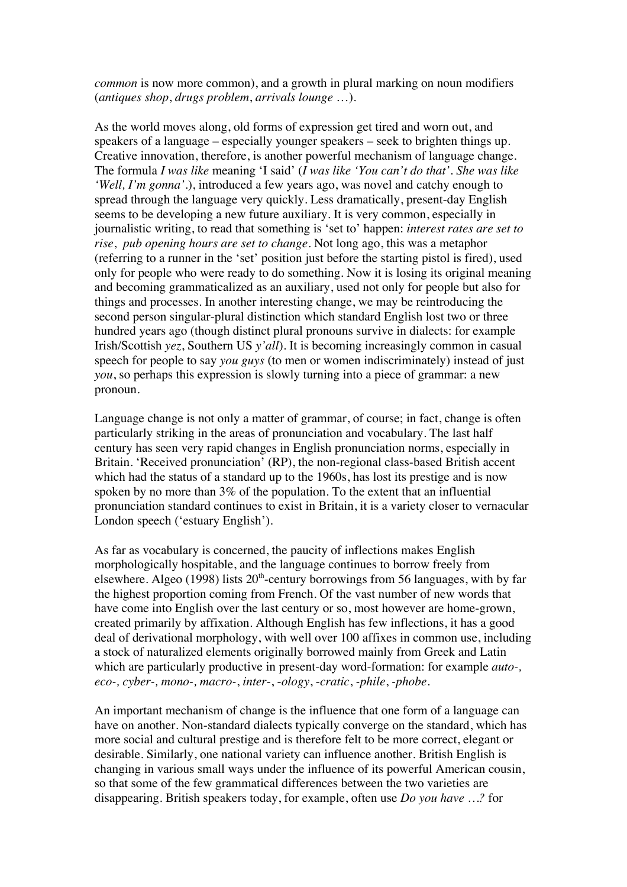*common* is now more common), and a growth in plural marking on noun modifiers (*antiques shop*, *drugs problem*, *arrivals lounge* …).

As the world moves along, old forms of expression get tired and worn out, and speakers of a language – especially younger speakers – seek to brighten things up. Creative innovation, therefore, is another powerful mechanism of language change. The formula *I was like* meaning 'I said' (*I was like 'You can't do that'. She was like 'Well, I'm gonna'.*), introduced a few years ago, was novel and catchy enough to spread through the language very quickly. Less dramatically, present-day English seems to be developing a new future auxiliary. It is very common, especially in journalistic writing, to read that something is 'set to' happen: *interest rates are set to rise*, *pub opening hours are set to change*. Not long ago, this was a metaphor (referring to a runner in the 'set' position just before the starting pistol is fired), used only for people who were ready to do something. Now it is losing its original meaning and becoming grammaticalized as an auxiliary, used not only for people but also for things and processes. In another interesting change, we may be reintroducing the second person singular-plural distinction which standard English lost two or three hundred years ago (though distinct plural pronouns survive in dialects: for example Irish/Scottish *yez*, Southern US *y'all*). It is becoming increasingly common in casual speech for people to say *you guys* (to men or women indiscriminately) instead of just *you*, so perhaps this expression is slowly turning into a piece of grammar: a new pronoun.

Language change is not only a matter of grammar, of course; in fact, change is often particularly striking in the areas of pronunciation and vocabulary. The last half century has seen very rapid changes in English pronunciation norms, especially in Britain. 'Received pronunciation' (RP), the non-regional class-based British accent which had the status of a standard up to the 1960s, has lost its prestige and is now spoken by no more than 3% of the population. To the extent that an influential pronunciation standard continues to exist in Britain, it is a variety closer to vernacular London speech ('estuary English').

As far as vocabulary is concerned, the paucity of inflections makes English morphologically hospitable, and the language continues to borrow freely from elsewhere. Algeo (1998) lists 20th-century borrowings from 56 languages, with by far the highest proportion coming from French. Of the vast number of new words that have come into English over the last century or so, most however are home-grown, created primarily by affixation. Although English has few inflections, it has a good deal of derivational morphology, with well over 100 affixes in common use, including a stock of naturalized elements originally borrowed mainly from Greek and Latin which are particularly productive in present-day word-formation: for example *auto-, eco-, cyber-, mono-, macro-*, *inter-*, *-ology*, *-cratic*, *-phile*, *-phobe*.

An important mechanism of change is the influence that one form of a language can have on another. Non-standard dialects typically converge on the standard, which has more social and cultural prestige and is therefore felt to be more correct, elegant or desirable. Similarly, one national variety can influence another. British English is changing in various small ways under the influence of its powerful American cousin, so that some of the few grammatical differences between the two varieties are disappearing. British speakers today, for example, often use *Do you have …?* for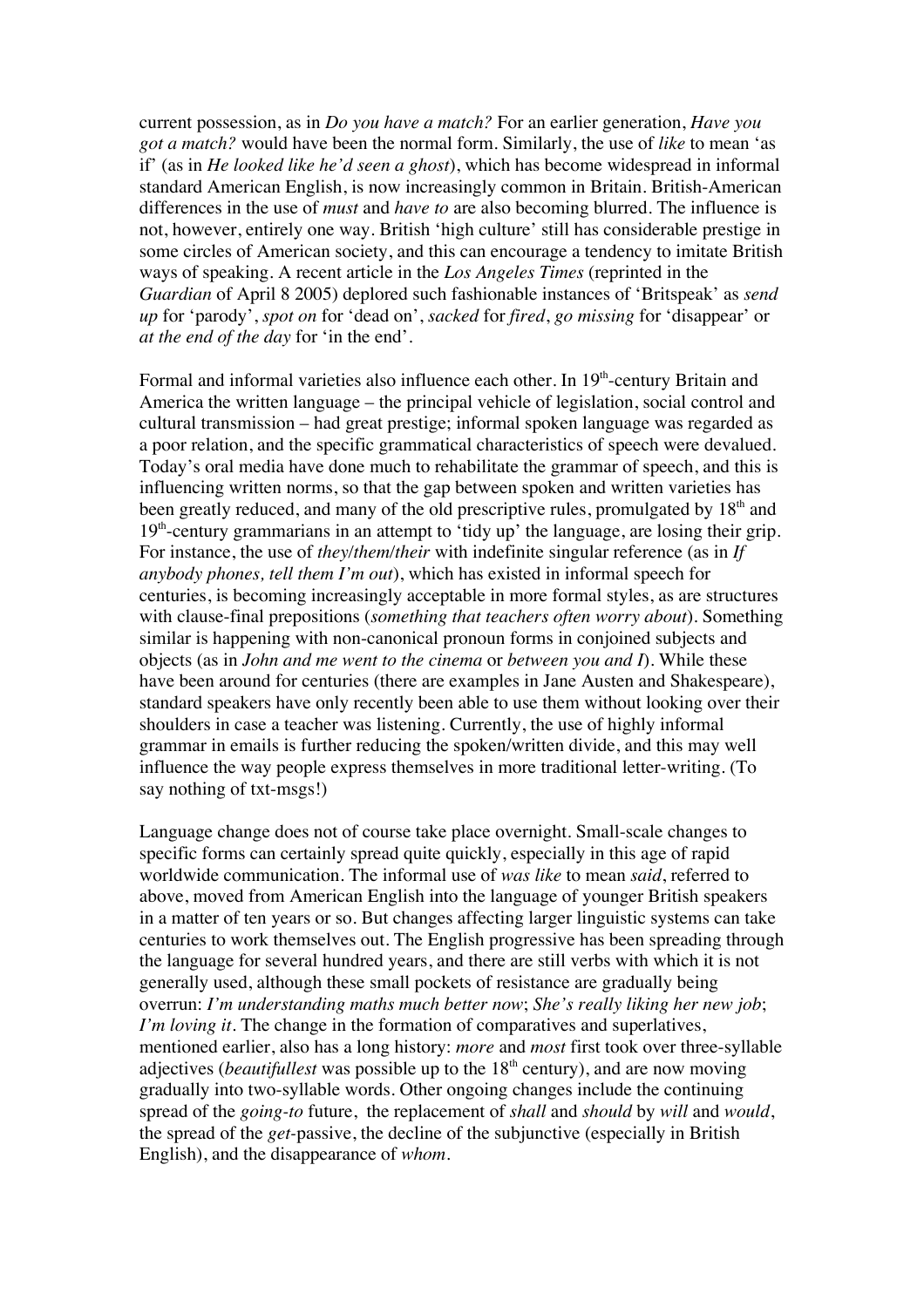current possession, as in *Do you have a match?* For an earlier generation, *Have you got a match?* would have been the normal form. Similarly, the use of *like* to mean 'as if' (as in *He looked like he'd seen a ghost*), which has become widespread in informal standard American English, is now increasingly common in Britain. British-American differences in the use of *must* and *have to* are also becoming blurred. The influence is not, however, entirely one way. British 'high culture' still has considerable prestige in some circles of American society, and this can encourage a tendency to imitate British ways of speaking. A recent article in the *Los Angeles Times* (reprinted in the *Guardian* of April 8 2005) deplored such fashionable instances of 'Britspeak' as *send up* for 'parody', *spot on* for 'dead on', *sacked* for *fired*, *go missing* for 'disappear' or *at the end of the day* for 'in the end'.

Formal and informal varieties also influence each other. In 19th-century Britain and America the written language – the principal vehicle of legislation, social control and cultural transmission – had great prestige; informal spoken language was regarded as a poor relation, and the specific grammatical characteristics of speech were devalued. Today's oral media have done much to rehabilitate the grammar of speech, and this is influencing written norms, so that the gap between spoken and written varieties has been greatly reduced, and many of the old prescriptive rules, promulgated by 18th and 19th-century grammarians in an attempt to 'tidy up' the language, are losing their grip. For instance, the use of *they/them/their* with indefinite singular reference (as in *If anybody phones, tell them I'm out*), which has existed in informal speech for centuries, is becoming increasingly acceptable in more formal styles, as are structures with clause-final prepositions (*something that teachers often worry about*). Something similar is happening with non-canonical pronoun forms in conjoined subjects and objects (as in *John and me went to the cinema* or *between you and I*). While these have been around for centuries (there are examples in Jane Austen and Shakespeare), standard speakers have only recently been able to use them without looking over their shoulders in case a teacher was listening. Currently, the use of highly informal grammar in emails is further reducing the spoken/written divide, and this may well influence the way people express themselves in more traditional letter-writing. (To say nothing of txt-msgs!)

Language change does not of course take place overnight. Small-scale changes to specific forms can certainly spread quite quickly, especially in this age of rapid worldwide communication. The informal use of *was like* to mean *said*, referred to above, moved from American English into the language of younger British speakers in a matter of ten years or so. But changes affecting larger linguistic systems can take centuries to work themselves out. The English progressive has been spreading through the language for several hundred years, and there are still verbs with which it is not generally used, although these small pockets of resistance are gradually being overrun: *I'm understanding maths much better now*; *She's really liking her new job*; *I'm loving it*. The change in the formation of comparatives and superlatives, mentioned earlier, also has a long history: *more* and *most* first took over three-syllable adjectives (*beautifullest* was possible up to the 18th century), and are now moving gradually into two-syllable words. Other ongoing changes include the continuing spread of the *going-to* future, the replacement of *shall* and *should* by *will* and *would*, the spread of the *get*-passive, the decline of the subjunctive (especially in British English), and the disappearance of *whom*.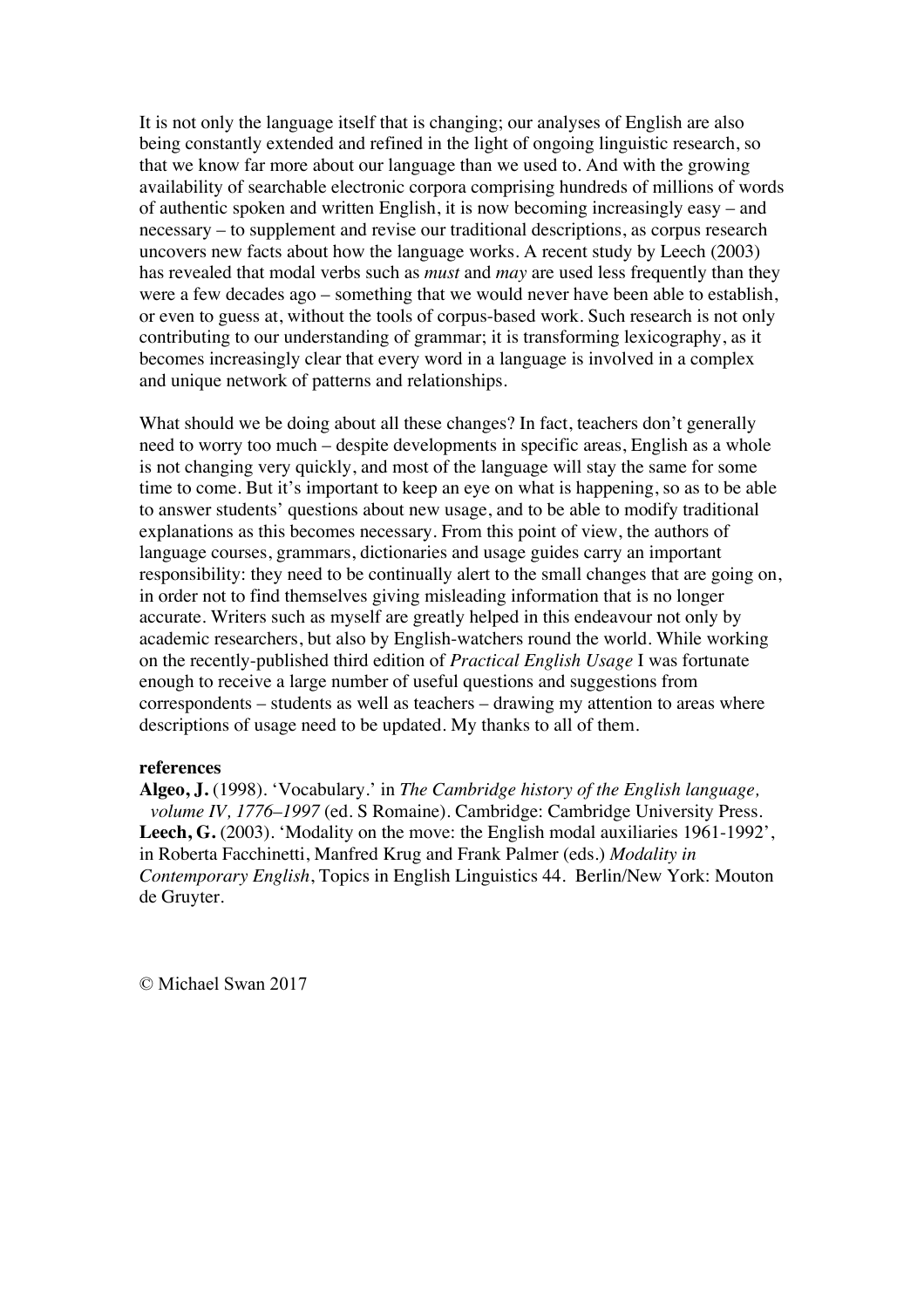It is not only the language itself that is changing; our analyses of English are also being constantly extended and refined in the light of ongoing linguistic research, so that we know far more about our language than we used to. And with the growing availability of searchable electronic corpora comprising hundreds of millions of words of authentic spoken and written English, it is now becoming increasingly easy – and necessary – to supplement and revise our traditional descriptions, as corpus research uncovers new facts about how the language works. A recent study by Leech (2003) has revealed that modal verbs such as *must* and *may* are used less frequently than they were a few decades ago – something that we would never have been able to establish, or even to guess at, without the tools of corpus-based work. Such research is not only contributing to our understanding of grammar; it is transforming lexicography, as it becomes increasingly clear that every word in a language is involved in a complex and unique network of patterns and relationships.

What should we be doing about all these changes? In fact, teachers don't generally need to worry too much – despite developments in specific areas, English as a whole is not changing very quickly, and most of the language will stay the same for some time to come. But it's important to keep an eye on what is happening, so as to be able to answer students' questions about new usage, and to be able to modify traditional explanations as this becomes necessary. From this point of view, the authors of language courses, grammars, dictionaries and usage guides carry an important responsibility: they need to be continually alert to the small changes that are going on, in order not to find themselves giving misleading information that is no longer accurate. Writers such as myself are greatly helped in this endeavour not only by academic researchers, but also by English-watchers round the world. While working on the recently-published third edition of *Practical English Usage* I was fortunate enough to receive a large number of useful questions and suggestions from correspondents – students as well as teachers – drawing my attention to areas where descriptions of usage need to be updated. My thanks to all of them.

**references**

**Algeo, J.** (1998). 'Vocabulary.' in *The Cambridge history of the English language, volume IV, 1776–1997* (ed. S Romaine). Cambridge: Cambridge University Press.

**Leech, G.** (2003). 'Modality on the move: the English modal auxiliaries 1961-1992', in Roberta Facchinetti, Manfred Krug and Frank Palmer (eds.) *Modality in Contemporary English*, Topics in English Linguistics 44. Berlin/New York: Mouton de Gruyter.

© Michael Swan 2017